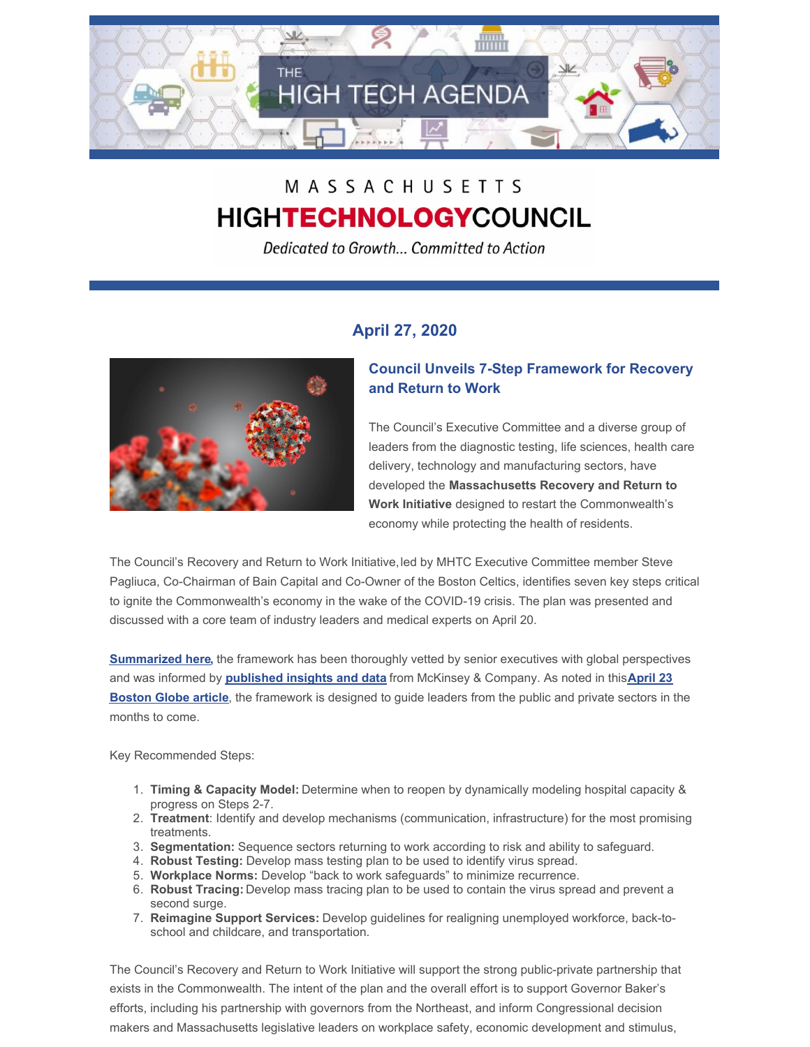THE HIGH TECH AGENDA

MASSACHUSETTS
HIGHTECHNOLOGYCOUNCIL

*Dedicated to Growth... Committed to Action*

## April 27, 2020

### Council Unveils 7-Step Framework for Recovery and Return to Work

The Council's Executive Committee and a diverse group of leaders from the diagnostic testing, life sciences, health care delivery, technology and manufacturing sectors, have developed the **Massachusetts Recovery and Return to Work Initiative** designed to restart the Commonwealth's economy while protecting the health of residents.

The Council's Recovery and Return to Work Initiative, led by MHTC Executive Committee member Steve Pagliuca, Co-Chairman of Bain Capital and Co-Owner of the Boston Celtics, identifies seven key steps critical to ignite the Commonwealth's economy in the wake of the COVID-19 crisis. The plan was presented and discussed with a core team of industry leaders and medical experts on April 20.

**Summarized here**, the framework has been thoroughly vetted by senior executives with global perspectives and was informed by **published insights and data** from McKinsey & Company. As noted in this **April 23 Boston Globe article**, the framework is designed to guide leaders from the public and private sectors in the months to come.

Key Recommended Steps:

1. **Timing & Capacity Model:** Determine when to reopen by dynamically modeling hospital capacity & progress on Steps 2-7.
2. **Treatment**: Identify and develop mechanisms (communication, infrastructure) for the most promising treatments.
3. **Segmentation:** Sequence sectors returning to work according to risk and ability to safeguard.
4. **Robust Testing:** Develop mass testing plan to be used to identify virus spread.
5. **Workplace Norms:** Develop "back to work safeguards" to minimize recurrence.
6. **Robust Tracing:** Develop mass tracing plan to be used to contain the virus spread and prevent a second surge.
7. **Reimagine Support Services:** Develop guidelines for realigning unemployed workforce, back-to-school and childcare, and transportation.

The Council's Recovery and Return to Work Initiative will support the strong public-private partnership that exists in the Commonwealth. The intent of the plan and the overall effort is to support Governor Baker's efforts, including his partnership with governors from the Northeast, and inform Congressional decision makers and Massachusetts legislative leaders on workplace safety, economic development and stimulus,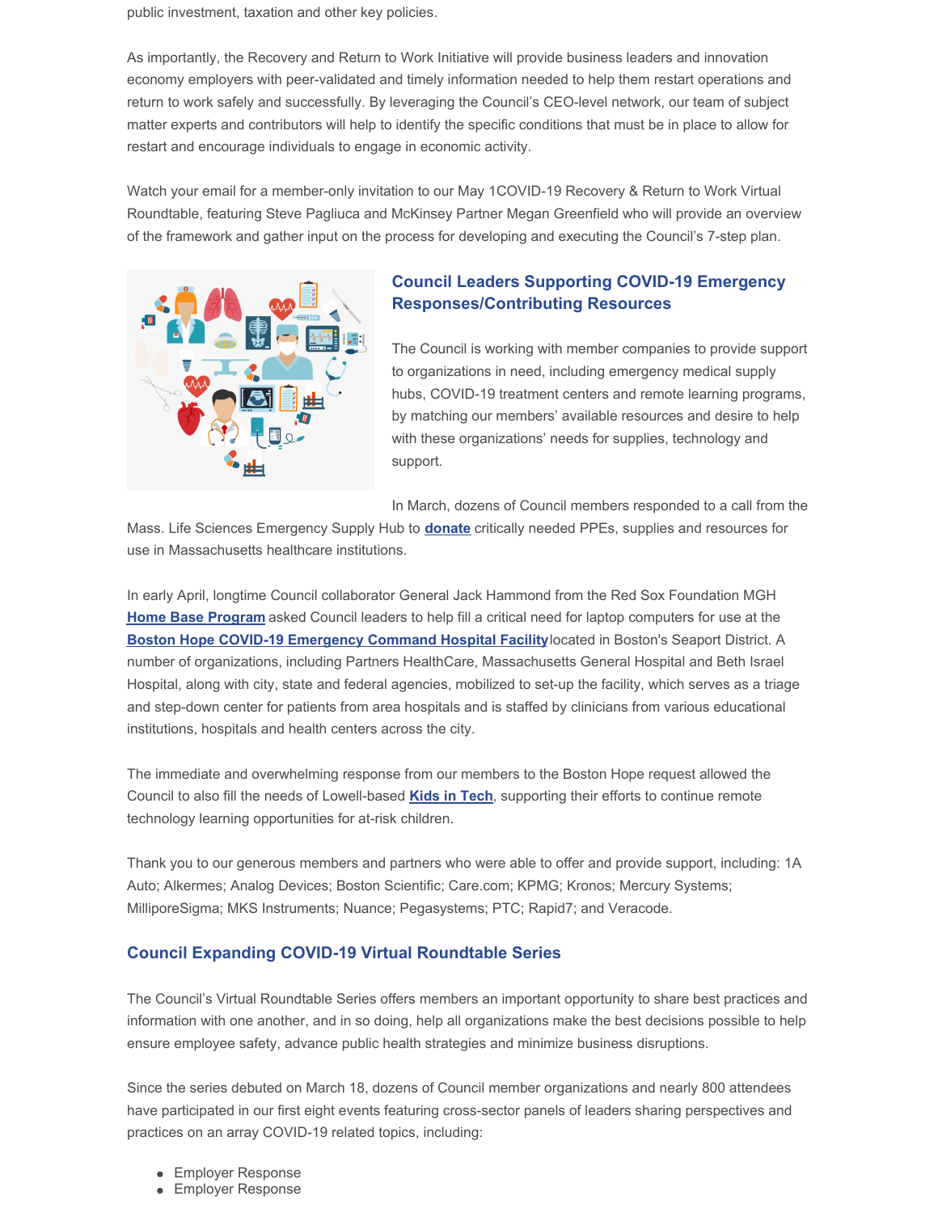public investment, taxation and other key policies.

As importantly, the Recovery and Return to Work Initiative will provide business leaders and innovation economy employers with peer-validated and timely information needed to help them restart operations and return to work safely and successfully. By leveraging the Council's CEO-level network, our team of subject matter experts and contributors will help to identify the specific conditions that must be in place to allow for restart and encourage individuals to engage in economic activity.

Watch your email for a member-only invitation to our May 1COVID-19 Recovery & Return to Work Virtual Roundtable, featuring Steve Pagliuca and McKinsey Partner Megan Greenfield who will provide an overview of the framework and gather input on the process for developing and executing the Council's 7-step plan.

## Council Leaders Supporting COVID-19 Emergency Responses/Contributing Resources

The Council is working with member companies to provide support to organizations in need, including emergency medical supply hubs, COVID-19 treatment centers and remote learning programs, by matching our members' available resources and desire to help with these organizations' needs for supplies, technology and support.

In March, dozens of Council members responded to a call from the Mass. Life Sciences Emergency Supply Hub to **donate** critically needed PPEs, supplies and resources for use in Massachusetts healthcare institutions.

In early April, longtime Council collaborator General Jack Hammond from the Red Sox Foundation MGH **Home Base Program** asked Council leaders to help fill a critical need for laptop computers for use at the **Boston Hope COVID-19 Emergency Command Hospital Facility** located in Boston's Seaport District. A number of organizations, including Partners HealthCare, Massachusetts General Hospital and Beth Israel Hospital, along with city, state and federal agencies, mobilized to set-up the facility, which serves as a triage and step-down center for patients from area hospitals and is staffed by clinicians from various educational institutions, hospitals and health centers across the city.

The immediate and overwhelming response from our members to the Boston Hope request allowed the Council to also fill the needs of Lowell-based **Kids in Tech**, supporting their efforts to continue remote technology learning opportunities for at-risk children.

Thank you to our generous members and partners who were able to offer and provide support, including: 1A Auto; Alkermes; Analog Devices; Boston Scientific; Care.com; KPMG; Kronos; Mercury Systems; MilliporeSigma; MKS Instruments; Nuance; Pegasystems; PTC; Rapid7; and Veracode.

## Council Expanding COVID-19 Virtual Roundtable Series

The Council's Virtual Roundtable Series offers members an important opportunity to share best practices and information with one another, and in so doing, help all organizations make the best decisions possible to help ensure employee safety, advance public health strategies and minimize business disruptions.

Since the series debuted on March 18, dozens of Council member organizations and nearly 800 attendees have participated in our first eight events featuring cross-sector panels of leaders sharing perspectives and practices on an array COVID-19 related topics, including:

- Employer Response
- Employer Response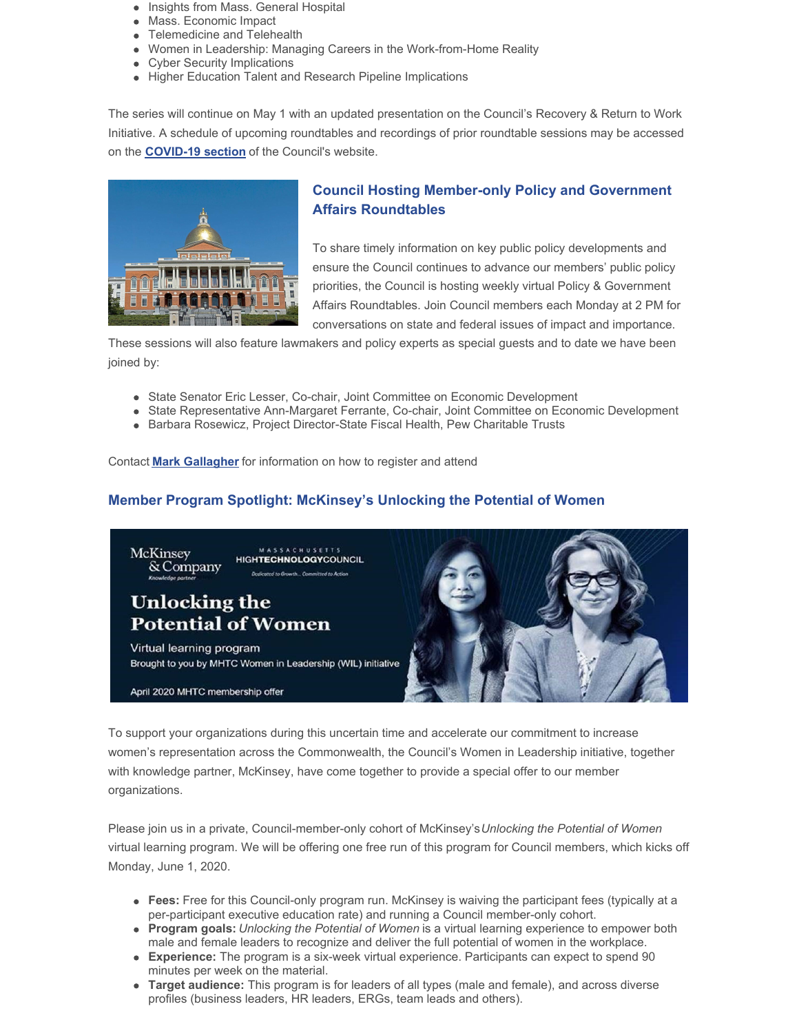- Insights from Mass. General Hospital
- Mass. Economic Impact
- Telemedicine and Telehealth
- Women in Leadership: Managing Careers in the Work-from-Home Reality
- Cyber Security Implications
- Higher Education Talent and Research Pipeline Implications

The series will continue on May 1 with an updated presentation on the Council's Recovery & Return to Work Initiative. A schedule of upcoming roundtables and recordings of prior roundtable sessions may be accessed on the **COVID-19 section** of the Council's website.

## Council Hosting Member-only Policy and Government Affairs Roundtables

To share timely information on key public policy developments and ensure the Council continues to advance our members' public policy priorities, the Council is hosting weekly virtual Policy & Government Affairs Roundtables. Join Council members each Monday at 2 PM for conversations on state and federal issues of impact and importance. These sessions will also feature lawmakers and policy experts as special guests and to date we have been joined by:

- State Senator Eric Lesser, Co-chair, Joint Committee on Economic Development
- State Representative Ann-Margaret Ferrante, Co-chair, Joint Committee on Economic Development
- Barbara Rosewicz, Project Director-State Fiscal Health, Pew Charitable Trusts

Contact **Mark Gallagher** for information on how to register and attend

## Member Program Spotlight: McKinsey's Unlocking the Potential of Women

To support your organizations during this uncertain time and accelerate our commitment to increase women's representation across the Commonwealth, the Council's Women in Leadership initiative, together with knowledge partner, McKinsey, have come together to provide a special offer to our member organizations.

Please join us in a private, Council-member-only cohort of McKinsey's *Unlocking the Potential of Women* virtual learning program. We will be offering one free run of this program for Council members, which kicks off Monday, June 1, 2020.

- **Fees:** Free for this Council-only program run. McKinsey is waiving the participant fees (typically at a per-participant executive education rate) and running a Council member-only cohort.
- **Program goals:** *Unlocking the Potential of Women* is a virtual learning experience to empower both male and female leaders to recognize and deliver the full potential of women in the workplace.
- **Experience:** The program is a six-week virtual experience. Participants can expect to spend 90 minutes per week on the material.
- **Target audience:** This program is for leaders of all types (male and female), and across diverse profiles (business leaders, HR leaders, ERGs, team leads and others).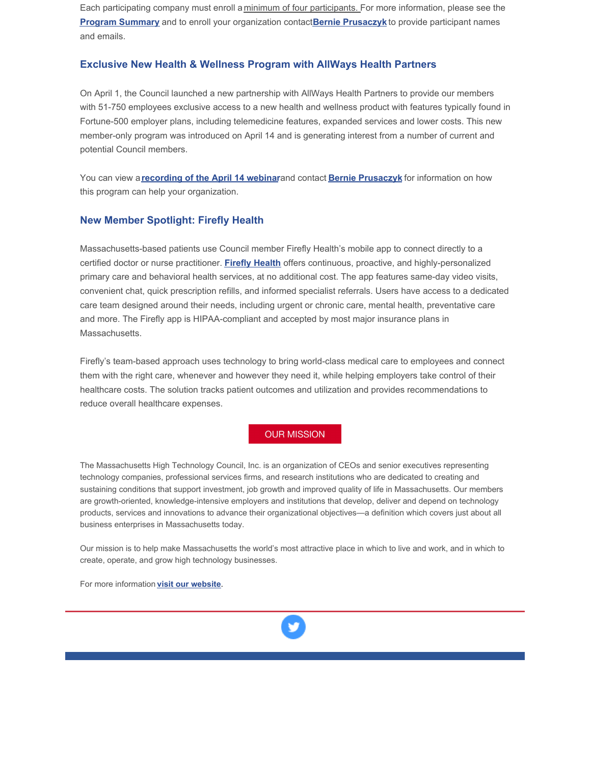Each participating company must enroll a minimum of four participants. For more information, please see the **Program Summary** and to enroll your organization contact **Bernie Prusaczyk** to provide participant names and emails.

## Exclusive New Health & Wellness Program with AllWays Health Partners

On April 1, the Council launched a new partnership with AllWays Health Partners to provide our members with 51-750 employees exclusive access to a new health and wellness product with features typically found in Fortune-500 employer plans, including telemedicine features, expanded services and lower costs. This new member-only program was introduced on April 14 and is generating interest from a number of current and potential Council members.

You can view a **recording of the April 14 webinar** and contact **Bernie Prusaczyk** for information on how this program can help your organization.

## New Member Spotlight: Firefly Health

Massachusetts-based patients use Council member Firefly Health's mobile app to connect directly to a certified doctor or nurse practitioner. **Firefly Health** offers continuous, proactive, and highly-personalized primary care and behavioral health services, at no additional cost. The app features same-day video visits, convenient chat, quick prescription refills, and informed specialist referrals. Users have access to a dedicated care team designed around their needs, including urgent or chronic care, mental health, preventative care and more. The Firefly app is HIPAA-compliant and accepted by most major insurance plans in Massachusetts.

Firefly's team-based approach uses technology to bring world-class medical care to employees and connect them with the right care, whenever and however they need it, while helping employers take control of their healthcare costs. The solution tracks patient outcomes and utilization and provides recommendations to reduce overall healthcare expenses.

## OUR MISSION

The Massachusetts High Technology Council, Inc. is an organization of CEOs and senior executives representing technology companies, professional services firms, and research institutions who are dedicated to creating and sustaining conditions that support investment, job growth and improved quality of life in Massachusetts. Our members are growth-oriented, knowledge-intensive employers and institutions that develop, deliver and depend on technology products, services and innovations to advance their organizational objectives—a definition which covers just about all business enterprises in Massachusetts today.

Our mission is to help make Massachusetts the world's most attractive place in which to live and work, and in which to create, operate, and grow high technology businesses.

For more information **visit our website**.